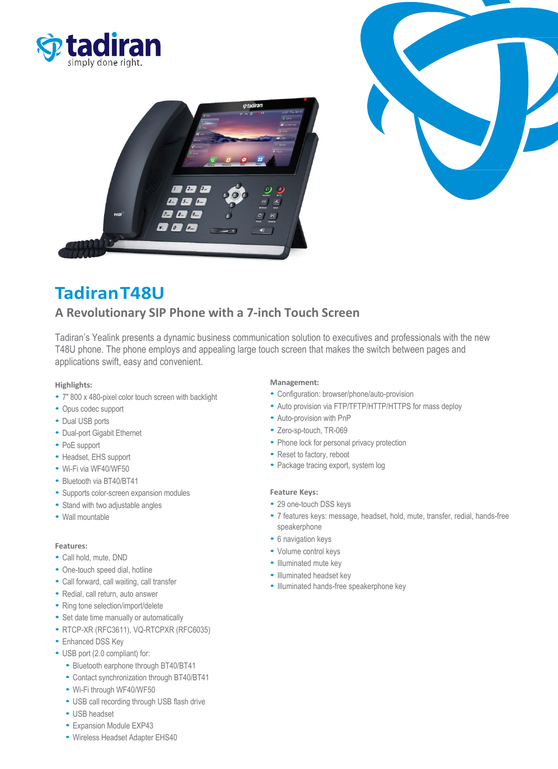# Tadiran T48U

## A Revolutionary SIP Phone with a 7-inch Touch Screen

Tadiran's Yealink presents a dynamic business communication solution to executives and professionals with the new T48U phone. The phone employs and appealing large touch screen that makes the switch between pages and applications swift, easy and convenient.

### Highlights:

- 7" 800 x 480-pixel color touch screen with backlight
- Opus codec support
- Dual USB ports
- Dual-port Gigabit Ethernet
- PoE support
- Headset, EHS support
- Wi-Fi via WF40/WF50
- Bluetooth via BT40/BT41
- Supports color-screen expansion modules
- Stand with two adjustable angles
- Wall mountable

### Features:

- Call hold, mute, DND
- One-touch speed dial, hotline
- Call forward, call waiting, call transfer
- Redial, call return, auto answer
- Ring tone selection/import/delete
- Set date time manually or automatically
- RTCP-XR (RFC3611), VQ-RTCPXR (RFC6035)
- Enhanced DSS Key
- USB port (2.0 compliant) for:
  - Bluetooth earphone through BT40/BT41
  - Contact synchronization through BT40/BT41
  - Wi-Fi through WF40/WF50
  - USB call recording through USB flash drive
  - USB headset
  - Expansion Module EXP43
  - Wireless Headset Adapter EHS40

### Management:

- Configuration: browser/phone/auto-provision
- Auto provision via FTP/TFTP/HTTP/HTTPS for mass deploy
- Auto-provision with PnP
- Zero-sp-touch, TR-069
- Phone lock for personal privacy protection
- Reset to factory, reboot
- Package tracing export, system log

### Feature Keys:

- 29 one-touch DSS keys
- 7 features keys: message, headset, hold, mute, transfer, redial, hands-free speakerphone
- 6 navigation keys
- Volume control keys
- Illuminated mute key
- Illuminated headset key
- Illuminated hands-free speakerphone key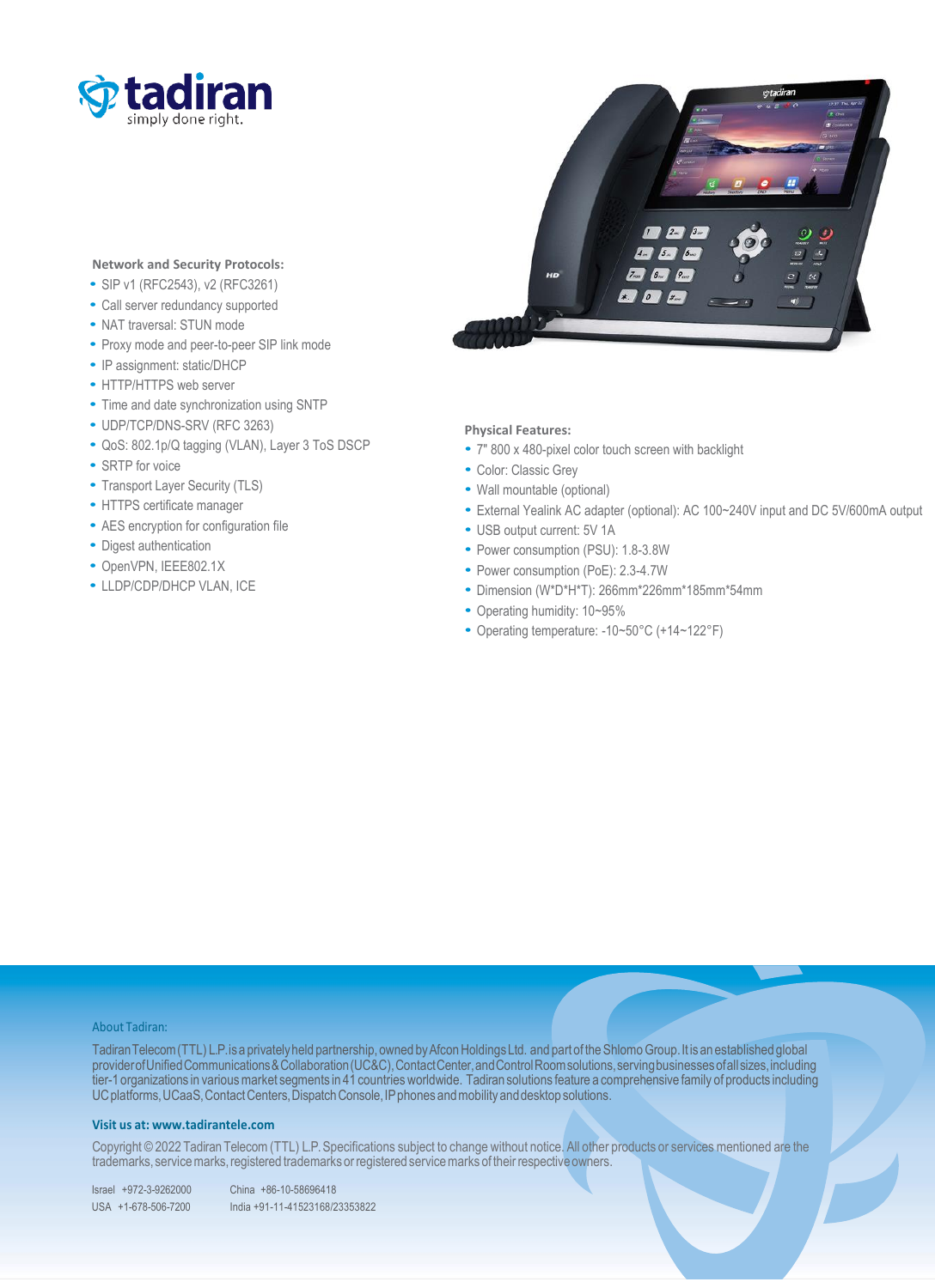tadiran
simply done right.

**Network and Security Protocols:**

- SIP v1 (RFC2543), v2 (RFC3261)
- Call server redundancy supported
- NAT traversal: STUN mode
- Proxy mode and peer-to-peer SIP link mode
- IP assignment: static/DHCP
- HTTP/HTTPS web server
- Time and date synchronization using SNTP
- UDP/TCP/DNS-SRV (RFC 3263)
- QoS: 802.1p/Q tagging (VLAN), Layer 3 ToS DSCP
- SRTP for voice
- Transport Layer Security (TLS)
- HTTPS certificate manager
- AES encryption for configuration file
- Digest authentication
- OpenVPN, IEEE802.1X
- LLDP/CDP/DHCP VLAN, ICE

**Physical Features:**

- 7" 800 x 480-pixel color touch screen with backlight
- Color: Classic Grey
- Wall mountable (optional)
- External Yealink AC adapter (optional): AC 100~240V input and DC 5V/600mA output
- USB output current: 5V 1A
- Power consumption (PSU): 1.8-3.8W
- Power consumption (PoE): 2.3-4.7W
- Dimension (W*D*H*T): 266mm*226mm*185mm*54mm
- Operating humidity: 10~95%
- Operating temperature: -10~50°C (+14~122°F)

About Tadiran:

Tadiran Telecom (TTL) L.P. is a privately held partnership, owned by Afcon Holdings Ltd. and part of the Shlomo Group. It is an established global provider of Unified Communications & Collaboration (UC&C), Contact Center, and Control Room solutions, serving businesses of all sizes, including tier-1 organizations in various market segments in 41 countries worldwide. Tadiran solutions feature a comprehensive family of products including UC platforms, UCaaS, Contact Centers, Dispatch Console, IP phones and mobility and desktop solutions.

**Visit us at: www.tadirantele.com**

Copyright © 2022 Tadiran Telecom (TTL) L.P. Specifications subject to change without notice. All other products or services mentioned are the trademarks, service marks, registered trademarks or registered service marks of their respective owners.

Israel +972-3-9262000
USA +1-678-506-7200
China +86-10-58696418
India +91-11-41523168/23353822